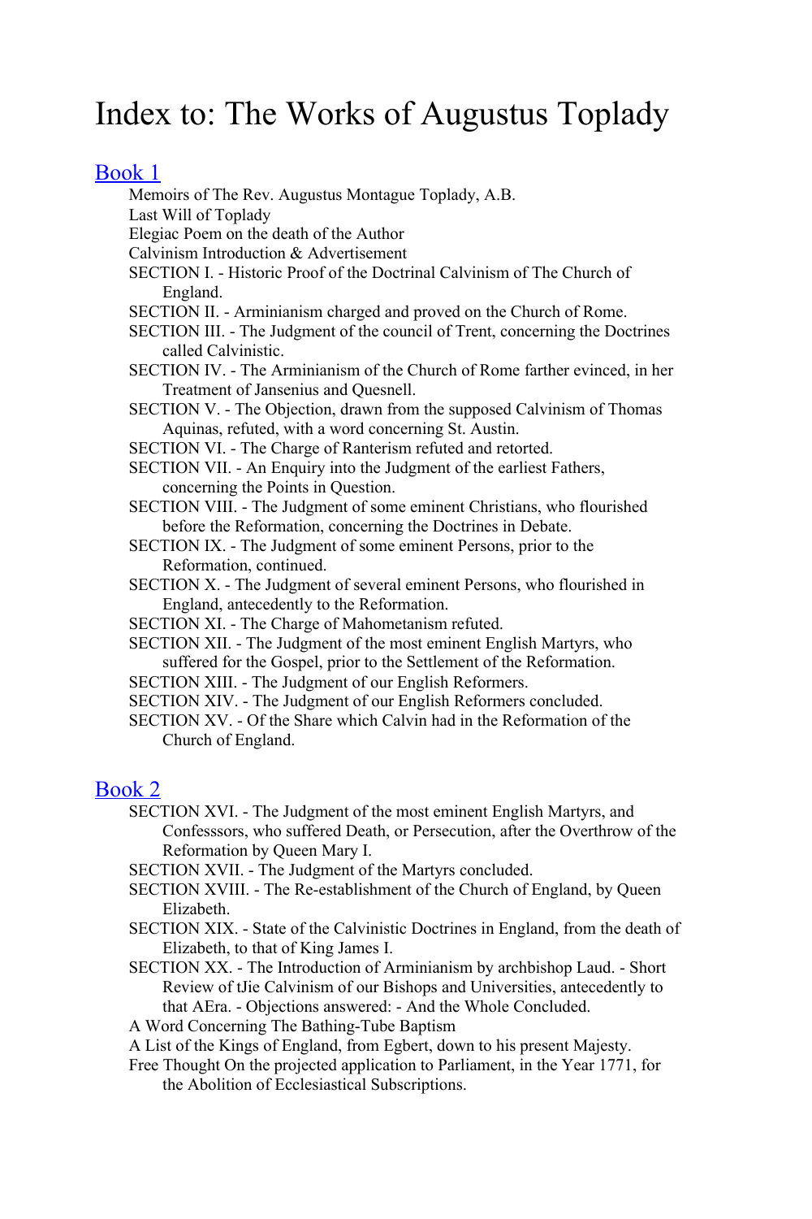# Index to: The Works of Augustus Toplady

## Book 1

- Memoirs of The Rev. Augustus Montague Toplady, A.B.
- Last Will of Toplady
- Elegiac Poem on the death of the Author
- Calvinism Introduction & Advertisement
- SECTION I. - Historic Proof of the Doctrinal Calvinism of The Church of England.
- SECTION II. - Arminianism charged and proved on the Church of Rome.
- SECTION III. - The Judgment of the council of Trent, concerning the Doctrines called Calvinistic.
- SECTION IV. - The Arminianism of the Church of Rome farther evinced, in her Treatment of Jansenius and Quesnell.
- SECTION V. - The Objection, drawn from the supposed Calvinism of Thomas Aquinas, refuted, with a word concerning St. Austin.
- SECTION VI. - The Charge of Ranterism refuted and retorted.
- SECTION VII. - An Enquiry into the Judgment of the earliest Fathers, concerning the Points in Question.
- SECTION VIII. - The Judgment of some eminent Christians, who flourished before the Reformation, concerning the Doctrines in Debate.
- SECTION IX. - The Judgment of some eminent Persons, prior to the Reformation, continued.
- SECTION X. - The Judgment of several eminent Persons, who flourished in England, antecedently to the Reformation.
- SECTION XI. - The Charge of Mahometanism refuted.
- SECTION XII. - The Judgment of the most eminent English Martyrs, who suffered for the Gospel, prior to the Settlement of the Reformation.
- SECTION XIII. - The Judgment of our English Reformers.
- SECTION XIV. - The Judgment of our English Reformers concluded.
- SECTION XV. - Of the Share which Calvin had in the Reformation of the Church of England.

## Book 2

- SECTION XVI. - The Judgment of the most eminent English Martyrs, and Confesssors, who suffered Death, or Persecution, after the Overthrow of the Reformation by Queen Mary I.
- SECTION XVII. - The Judgment of the Martyrs concluded.
- SECTION XVIII. - The Re-establishment of the Church of England, by Queen Elizabeth.
- SECTION XIX. - State of the Calvinistic Doctrines in England, from the death of Elizabeth, to that of King James I.
- SECTION XX. - The Introduction of Arminianism by archbishop Laud. - Short Review of tJie Calvinism of our Bishops and Universities, antecedently to that AEra. - Objections answered: - And the Whole Concluded.
- A Word Concerning The Bathing-Tube Baptism
- A List of the Kings of England, from Egbert, down to his present Majesty.
- Free Thought On the projected application to Parliament, in the Year 1771, for the Abolition of Ecclesiastical Subscriptions.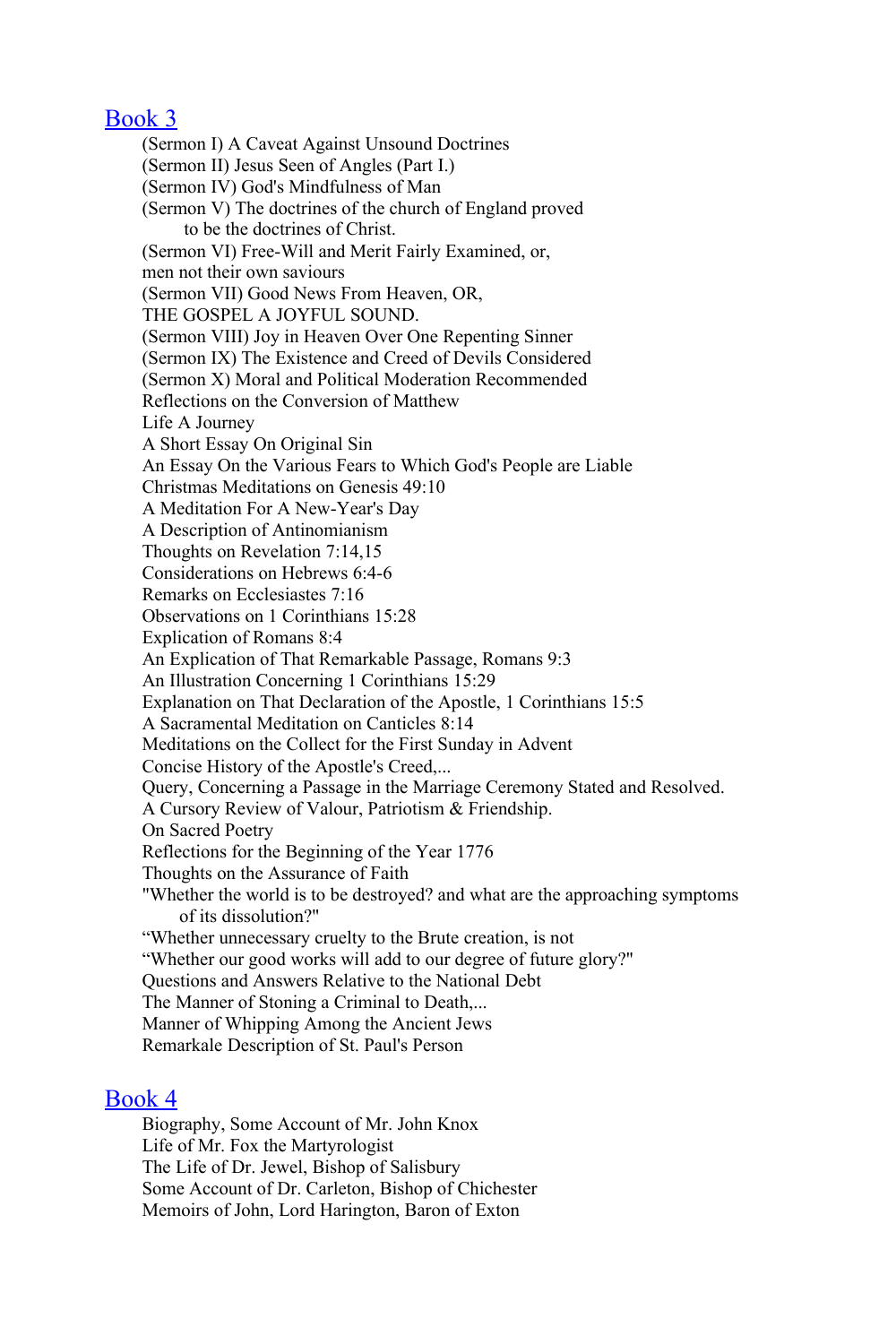## Book 3

- (Sermon I) A Caveat Against Unsound Doctrines
- (Sermon II) Jesus Seen of Angles (Part I.)
- (Sermon IV) God's Mindfulness of Man
- (Sermon V) The doctrines of the church of England proved to be the doctrines of Christ.
- (Sermon VI) Free-Will and Merit Fairly Examined, or, men not their own saviours
- (Sermon VII) Good News From Heaven, OR, THE GOSPEL A JOYFUL SOUND.
- (Sermon VIII) Joy in Heaven Over One Repenting Sinner
- (Sermon IX) The Existence and Creed of Devils Considered
- (Sermon X) Moral and Political Moderation Recommended
- Reflections on the Conversion of Matthew
- Life A Journey
- A Short Essay On Original Sin
- An Essay On the Various Fears to Which God's People are Liable
- Christmas Meditations on Genesis 49:10
- A Meditation For A New-Year's Day
- A Description of Antinomianism
- Thoughts on Revelation 7:14,15
- Considerations on Hebrews 6:4-6
- Remarks on Ecclesiastes 7:16
- Observations on 1 Corinthians 15:28
- Explication of Romans 8:4
- An Explication of That Remarkable Passage, Romans 9:3
- An Illustration Concerning 1 Corinthians 15:29
- Explanation on That Declaration of the Apostle, 1 Corinthians 15:5
- A Sacramental Meditation on Canticles 8:14
- Meditations on the Collect for the First Sunday in Advent
- Concise History of the Apostle's Creed,...
- Query, Concerning a Passage in the Marriage Ceremony Stated and Resolved.
- A Cursory Review of Valour, Patriotism & Friendship.
- On Sacred Poetry
- Reflections for the Beginning of the Year 1776
- Thoughts on the Assurance of Faith
- "Whether the world is to be destroyed? and what are the approaching symptoms of its dissolution?"
- “Whether unnecessary cruelty to the Brute creation, is not
- “Whether our good works will add to our degree of future glory?"
- Questions and Answers Relative to the National Debt
- The Manner of Stoning a Criminal to Death,...
- Manner of Whipping Among the Ancient Jews
- Remarkale Description of St. Paul's Person

## Book 4

- Biography, Some Account of Mr. John Knox
- Life of Mr. Fox the Martyrologist
- The Life of Dr. Jewel, Bishop of Salisbury
- Some Account of Dr. Carleton, Bishop of Chichester
- Memoirs of John, Lord Harington, Baron of Exton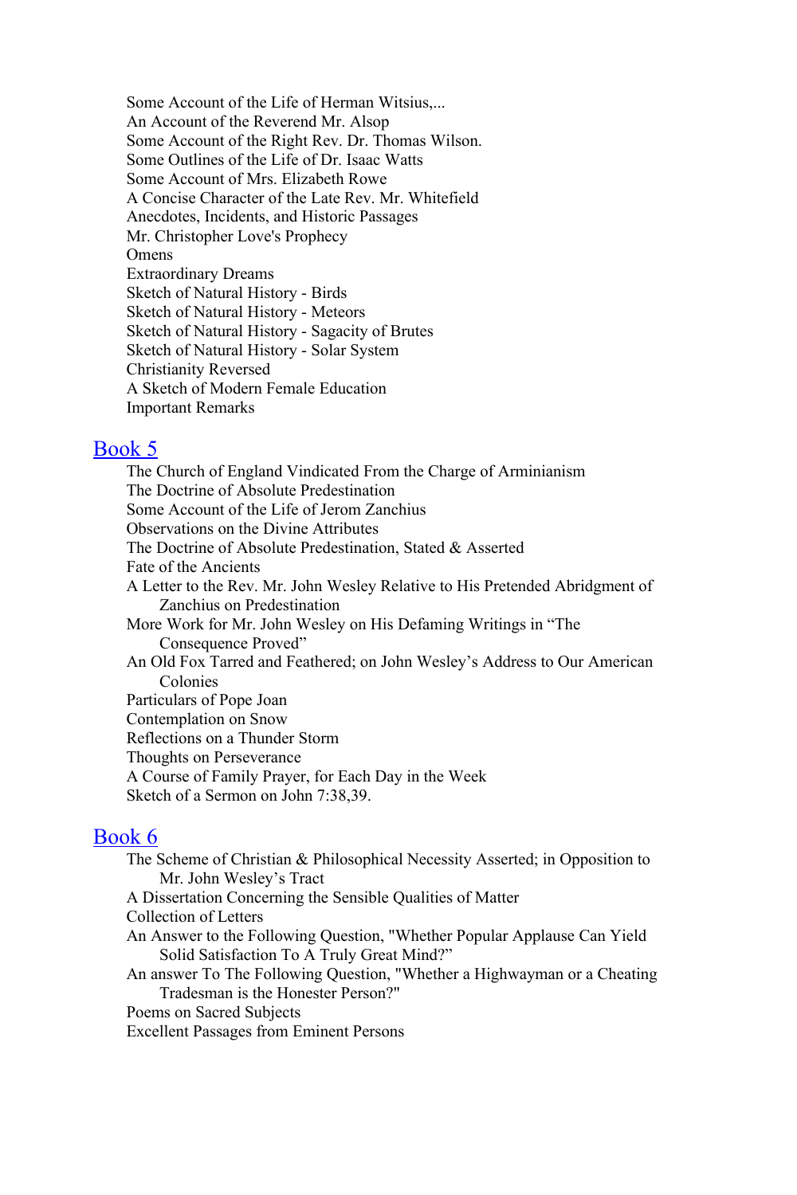Some Account of the Life of Herman Witsius,...
An Account of the Reverend Mr. Alsop
Some Account of the Right Rev. Dr. Thomas Wilson.
Some Outlines of the Life of Dr. Isaac Watts
Some Account of Mrs. Elizabeth Rowe
A Concise Character of the Late Rev. Mr. Whitefield
Anecdotes, Incidents, and Historic Passages
Mr. Christopher Love's Prophecy
Omens
Extraordinary Dreams
Sketch of Natural History - Birds
Sketch of Natural History - Meteors
Sketch of Natural History - Sagacity of Brutes
Sketch of Natural History - Solar System
Christianity Reversed
A Sketch of Modern Female Education
Important Remarks

## Book 5

The Church of England Vindicated From the Charge of Arminianism
The Doctrine of Absolute Predestination
Some Account of the Life of Jerom Zanchius
Observations on the Divine Attributes
The Doctrine of Absolute Predestination, Stated & Asserted
Fate of the Ancients
A Letter to the Rev. Mr. John Wesley Relative to His Pretended Abridgment of Zanchius on Predestination
More Work for Mr. John Wesley on His Defaming Writings in “The Consequence Proved”
An Old Fox Tarred and Feathered; on John Wesley’s Address to Our American Colonies
Particulars of Pope Joan
Contemplation on Snow
Reflections on a Thunder Storm
Thoughts on Perseverance
A Course of Family Prayer, for Each Day in the Week
Sketch of a Sermon on John 7:38,39.

## Book 6

The Scheme of Christian & Philosophical Necessity Asserted; in Opposition to Mr. John Wesley’s Tract
A Dissertation Concerning the Sensible Qualities of Matter
Collection of Letters
An Answer to the Following Question, "Whether Popular Applause Can Yield Solid Satisfaction To A Truly Great Mind?”
An answer To The Following Question, "Whether a Highwayman or a Cheating Tradesman is the Honester Person?"
Poems on Sacred Subjects
Excellent Passages from Eminent Persons